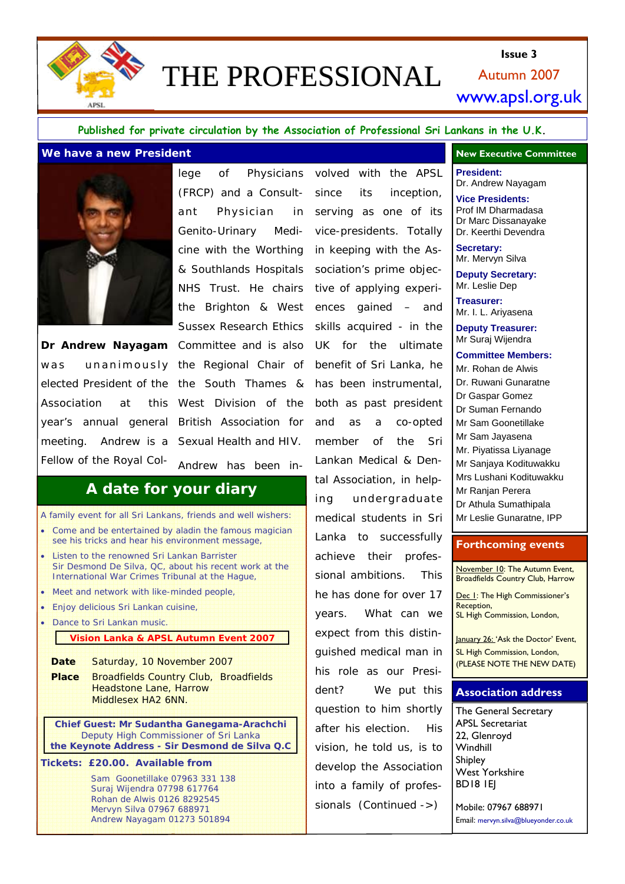# THE PROFESSIONAL

**Issue 3**
Autumn 2007
www.apsl.org.uk

**Published for private circulation by the Association of Professional Sri Lankans in the U.K.**

## We have a new President

**Dr Andrew Nayagam** was unanimously elected President of the Association at this year's annual general meeting. Andrew is a Fellow of the Royal College of Physicians (FRCP) and a Consultant Physician in Genito-Urinary Medicine with the Worthing & Southlands Hospitals NHS Trust. He chairs the Brighton & West Sussex Research Ethics Committee and is also the Regional Chair of the South Thames & West Division of the British Association for Sexual Health and HIV.

Andrew has been involved with the APSL since its inception, serving as one of its vice-presidents. Totally in keeping with the Association's prime objective of applying experiences gained – and skills acquired - in the UK for the ultimate benefit of Sri Lanka, he has been instrumental, both as past president and as a co-opted member of the Sri Lankan Medical & Dental Association, in helping undergraduate medical students in Sri Lanka to successfully achieve their professional ambitions. This he has done for over 17 years. What can we expect from this distinguished medical man in his role as our President? We put this question to him shortly after his election. His vision, he told us, is to develop the Association into a family of professionals (Continued ->)

## A date for your diary

A family event for all Sri Lankans, friends and well wishers:

- Come and be entertained by aladin the famous magician see his tricks and hear his environment message,
- Listen to the renowned Sri Lankan Barrister Sir Desmond De Silva, QC, about his recent work at the International War Crimes Tribunal at the Hague,
- Meet and network with like-minded people,
- Enjoy delicious Sri Lankan cuisine,
- Dance to Sri Lankan music.

**Vision Lanka & APSL Autumn Event 2007**

**Date** Saturday, 10 November 2007

**Place** Broadfields Country Club, Broadfields Headstone Lane, Harrow Middlesex HA2 6NN.

**Chief Guest: Mr Sudantha Ganegama-Arachchi**
Deputy High Commissioner of Sri Lanka
**the Keynote Address - Sir Desmond de Silva Q.C**

**Tickets: £20.00. Available from**

Sam Goonetillake 07963 331 138
Suraj Wijendra 07798 617764
Rohan de Alwis 0126 8292545
Mervyn Silva 07967 688971
Andrew Nayagam 01273 501894

## New Executive Committee

**President:**
Dr. Andrew Nayagam

**Vice Presidents:**
Prof IM Dharmadasa
Dr Marc Dissanayake
Dr. Keerthi Devendra

**Secretary:**
Mr. Mervyn Silva

**Deputy Secretary:**
Mr. Leslie Dep

**Treasurer:**
Mr. I. L. Ariyasena

**Deputy Treasurer:**
Mr Suraj Wijendra

**Committee Members:**
Mr. Rohan de Alwis
Dr. Ruwani Gunaratne
Dr Gaspar Gomez
Dr Suman Fernando
Mr Sam Goonetillake
Mr Sam Jayasena
Mr. Piyatissa Liyanage
Mr Sanjaya Kodituwakku
Mrs Lushani Kodituwakku
Mr Ranjan Perera
Dr Athula Sumathipala
Mr Leslie Gunaratne, IPP

## Forthcoming events

November 10: The Autumn Event, Broadfields Country Club, Harrow

Dec 1: The High Commissioner's Reception, SL High Commission, London,

January 26: 'Ask the Doctor' Event, SL High Commission, London, (PLEASE NOTE THE NEW DATE)

## Association address

The General Secretary
APSL Secretariat
22, Glenroyd
Windhill
Shipley
West Yorkshire
BD18 1EJ

Mobile: 07967 688971
Email: mervyn.silva@blueyonder.co.uk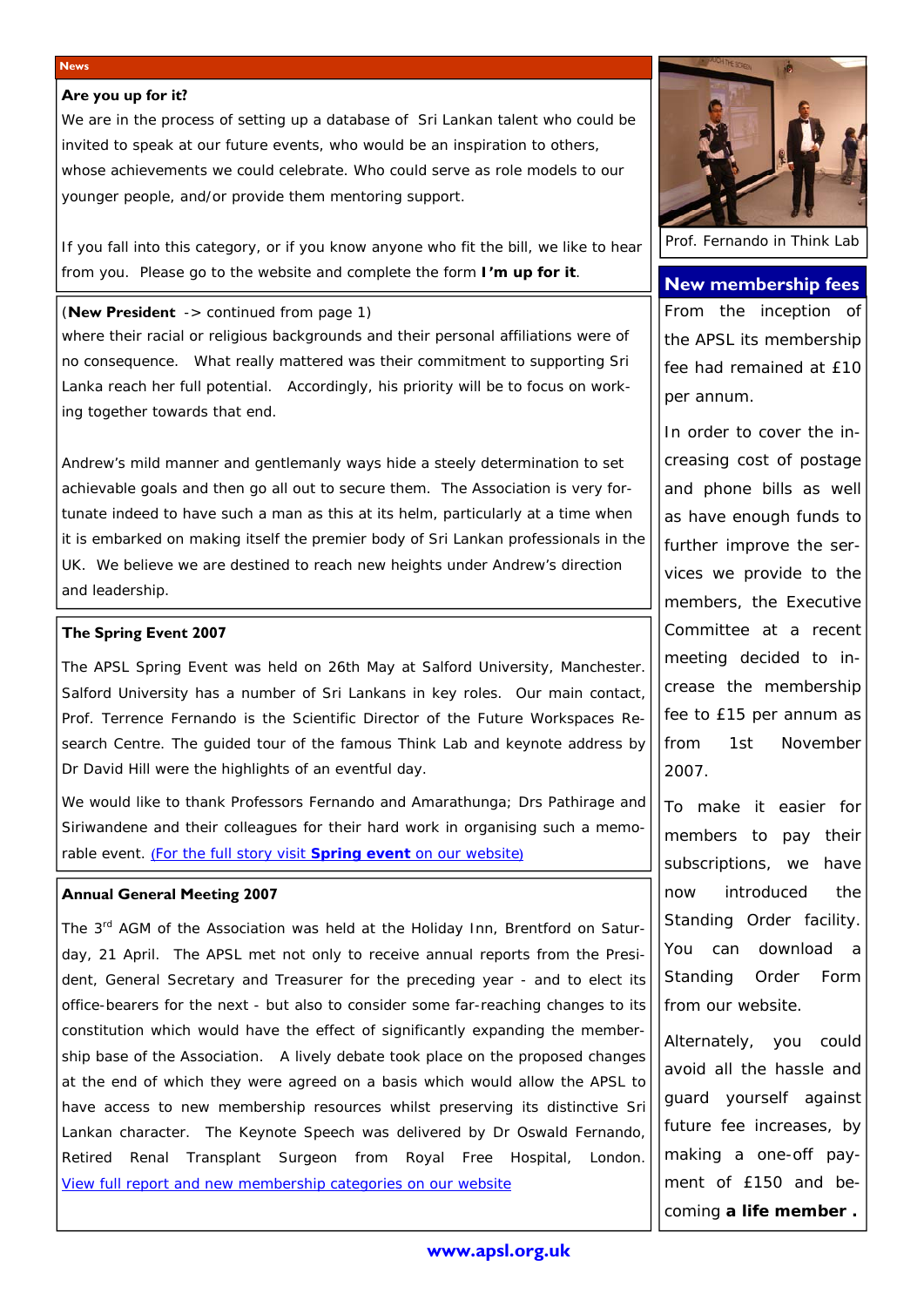News

### Are you up for it?

We are in the process of setting up a database of Sri Lankan talent who could be invited to speak at our future events, who would be an inspiration to others, whose achievements we could celebrate. Who could serve as role models to our younger people, and/or provide them mentoring support.

If you fall into this category, or if you know anyone who fit the bill, we like to hear from you. Please go to the website and complete the form **I'm up for it**.

(**New President** -> continued from page 1)
where their racial or religious backgrounds and their personal affiliations were of no consequence. What really mattered was their commitment to supporting Sri Lanka reach her full potential. Accordingly, his priority will be to focus on working together towards that end.

Andrew's mild manner and gentlemanly ways hide a steely determination to set achievable goals and then go all out to secure them. The Association is very fortunate indeed to have such a man as this at its helm, particularly at a time when it is embarked on making itself the premier body of Sri Lankan professionals in the UK. We believe we are destined to reach new heights under Andrew's direction and leadership.

### The Spring Event 2007

The APSL Spring Event was held on 26th May at Salford University, Manchester. Salford University has a number of Sri Lankans in key roles. Our main contact, Prof. Terrence Fernando is the Scientific Director of the Future Workspaces Research Centre. The guided tour of the famous Think Lab and keynote address by Dr David Hill were the highlights of an eventful day.

We would like to thank Professors Fernando and Amarathunga; Drs Pathirage and Siriwandene and their colleagues for their hard work in organising such a memorable event. (For the full story visit **Spring event** on our website)

### Annual General Meeting 2007

The 3rd AGM of the Association was held at the Holiday Inn, Brentford on Saturday, 21 April. The APSL met not only to receive annual reports from the President, General Secretary and Treasurer for the preceding year - and to elect its office-bearers for the next - but also to consider some far-reaching changes to its constitution which would have the effect of significantly expanding the membership base of the Association. A lively debate took place on the proposed changes at the end of which they were agreed on a basis which would allow the APSL to have access to new membership resources whilst preserving its distinctive Sri Lankan character. The Keynote Speech was delivered by Dr Oswald Fernando, Retired Renal Transplant Surgeon from Royal Free Hospital, London. View full report and new membership categories on our website

Prof. Fernando in Think Lab

### New membership fees

From the inception of the APSL its membership fee had remained at £10 per annum.

In order to cover the increasing cost of postage and phone bills as well as have enough funds to further improve the services we provide to the members, the Executive Committee at a recent meeting decided to increase the membership fee to £15 per annum as from 1st November 2007.

To make it easier for members to pay their subscriptions, we have now introduced the Standing Order facility. You can download a Standing Order Form from our website.

Alternately, you could avoid all the hassle and guard yourself against future fee increases, by making a one-off payment of £150 and becoming **a life member .**

www.apsl.org.uk